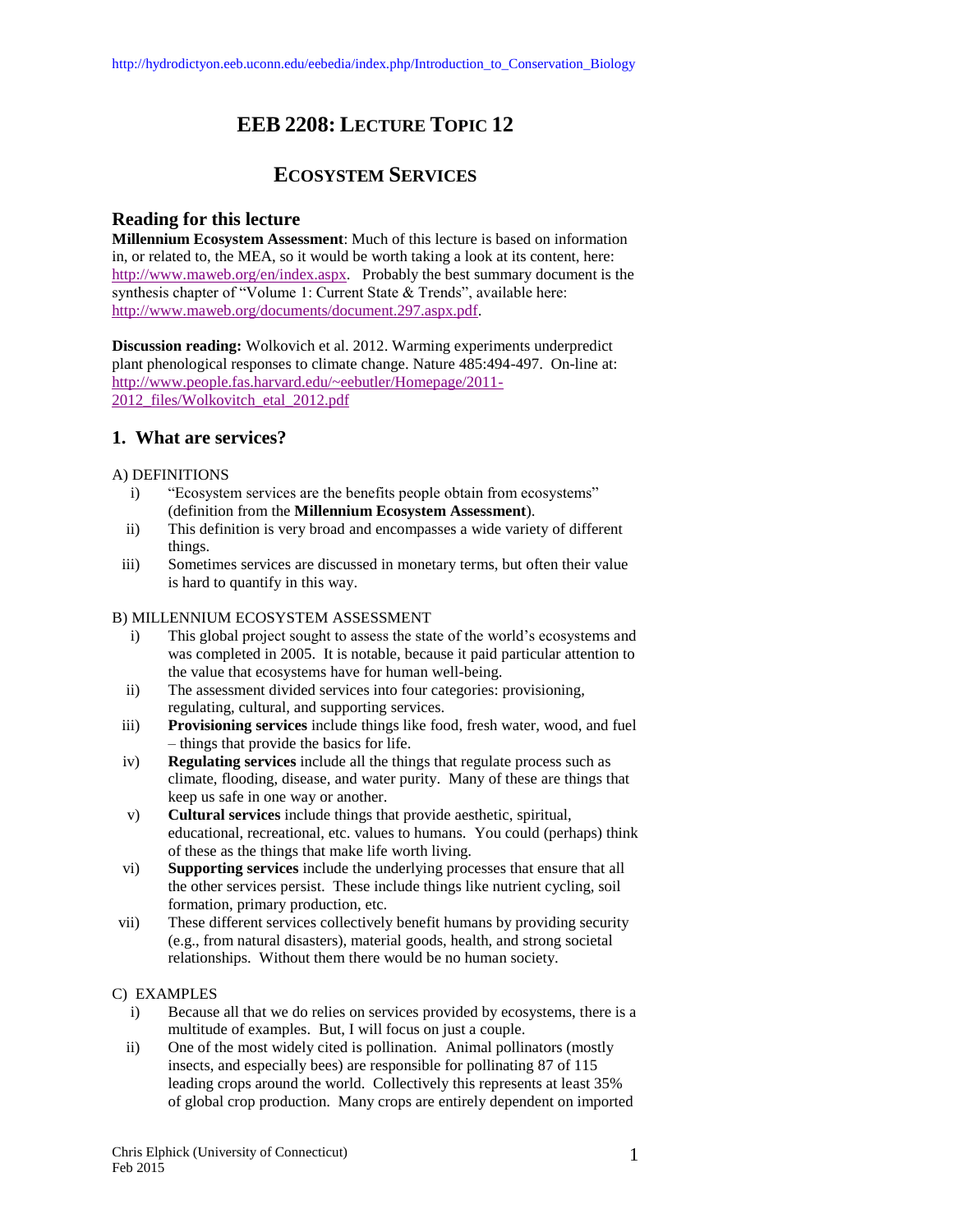# EEB 2208: Lecture Topic 12

## Ecosystem Services

### Reading for this lecture

**Millennium Ecosystem Assessment**: Much of this lecture is based on information in, or related to, the MEA, so it would be worth taking a look at its content, here: http://www.maweb.org/en/index.aspx. Probably the best summary document is the synthesis chapter of "Volume 1: Current State & Trends", available here: http://www.maweb.org/documents/document.297.aspx.pdf.

**Discussion reading:** Wolkovich et al. 2012. Warming experiments underpredict plant phenological responses to climate change. Nature 485:494-497. On-line at: http://www.people.fas.harvard.edu/~eebutler/Homepage/2011-2012_files/Wolkovitch_etal_2012.pdf

### 1. What are services?

A) DEFINITIONS

- i) "Ecosystem services are the benefits people obtain from ecosystems" (definition from the **Millennium Ecosystem Assessment**).
- ii) This definition is very broad and encompasses a wide variety of different things.
- iii) Sometimes services are discussed in monetary terms, but often their value is hard to quantify in this way.

B) MILLENNIUM ECOSYSTEM ASSESSMENT

- i) This global project sought to assess the state of the world's ecosystems and was completed in 2005. It is notable, because it paid particular attention to the value that ecosystems have for human well-being.
- ii) The assessment divided services into four categories: provisioning, regulating, cultural, and supporting services.
- iii) **Provisioning services** include things like food, fresh water, wood, and fuel – things that provide the basics for life.
- iv) **Regulating services** include all the things that regulate process such as climate, flooding, disease, and water purity. Many of these are things that keep us safe in one way or another.
- v) **Cultural services** include things that provide aesthetic, spiritual, educational, recreational, etc. values to humans. You could (perhaps) think of these as the things that make life worth living.
- vi) **Supporting services** include the underlying processes that ensure that all the other services persist. These include things like nutrient cycling, soil formation, primary production, etc.
- vii) These different services collectively benefit humans by providing security (e.g., from natural disasters), material goods, health, and strong societal relationships. Without them there would be no human society.

C) EXAMPLES

- i) Because all that we do relies on services provided by ecosystems, there is a multitude of examples. But, I will focus on just a couple.
- ii) One of the most widely cited is pollination. Animal pollinators (mostly insects, and especially bees) are responsible for pollinating 87 of 115 leading crops around the world. Collectively this represents at least 35% of global crop production. Many crops are entirely dependent on imported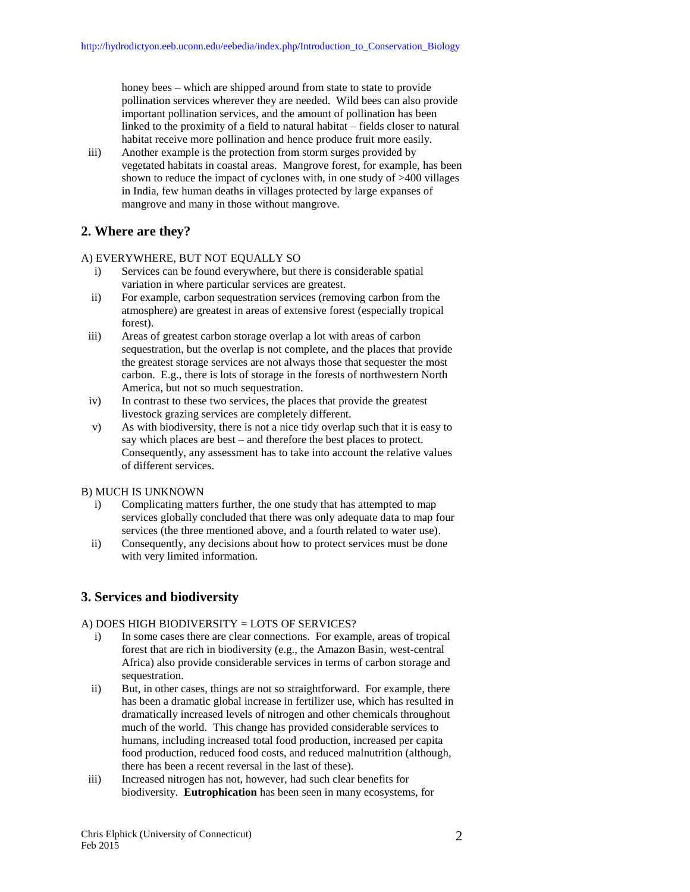honey bees – which are shipped around from state to state to provide pollination services wherever they are needed. Wild bees can also provide important pollination services, and the amount of pollination has been linked to the proximity of a field to natural habitat – fields closer to natural habitat receive more pollination and hence produce fruit more easily.

iii) Another example is the protection from storm surges provided by vegetated habitats in coastal areas. Mangrove forest, for example, has been shown to reduce the impact of cyclones with, in one study of >400 villages in India, few human deaths in villages protected by large expanses of mangrove and many in those without mangrove.

## 2. Where are they?

A) EVERYWHERE, BUT NOT EQUALLY SO

i) Services can be found everywhere, but there is considerable spatial variation in where particular services are greatest.

ii) For example, carbon sequestration services (removing carbon from the atmosphere) are greatest in areas of extensive forest (especially tropical forest).

iii) Areas of greatest carbon storage overlap a lot with areas of carbon sequestration, but the overlap is not complete, and the places that provide the greatest storage services are not always those that sequester the most carbon. E.g., there is lots of storage in the forests of northwestern North America, but not so much sequestration.

iv) In contrast to these two services, the places that provide the greatest livestock grazing services are completely different.

v) As with biodiversity, there is not a nice tidy overlap such that it is easy to say which places are best – and therefore the best places to protect. Consequently, any assessment has to take into account the relative values of different services.

B) MUCH IS UNKNOWN

i) Complicating matters further, the one study that has attempted to map services globally concluded that there was only adequate data to map four services (the three mentioned above, and a fourth related to water use).

ii) Consequently, any decisions about how to protect services must be done with very limited information.

## 3. Services and biodiversity

A) DOES HIGH BIODIVERSITY = LOTS OF SERVICES?

i) In some cases there are clear connections. For example, areas of tropical forest that are rich in biodiversity (e.g., the Amazon Basin, west-central Africa) also provide considerable services in terms of carbon storage and sequestration.

ii) But, in other cases, things are not so straightforward. For example, there has been a dramatic global increase in fertilizer use, which has resulted in dramatically increased levels of nitrogen and other chemicals throughout much of the world. This change has provided considerable services to humans, including increased total food production, increased per capita food production, reduced food costs, and reduced malnutrition (although, there has been a recent reversal in the last of these).

iii) Increased nitrogen has not, however, had such clear benefits for biodiversity. **Eutrophication** has been seen in many ecosystems, for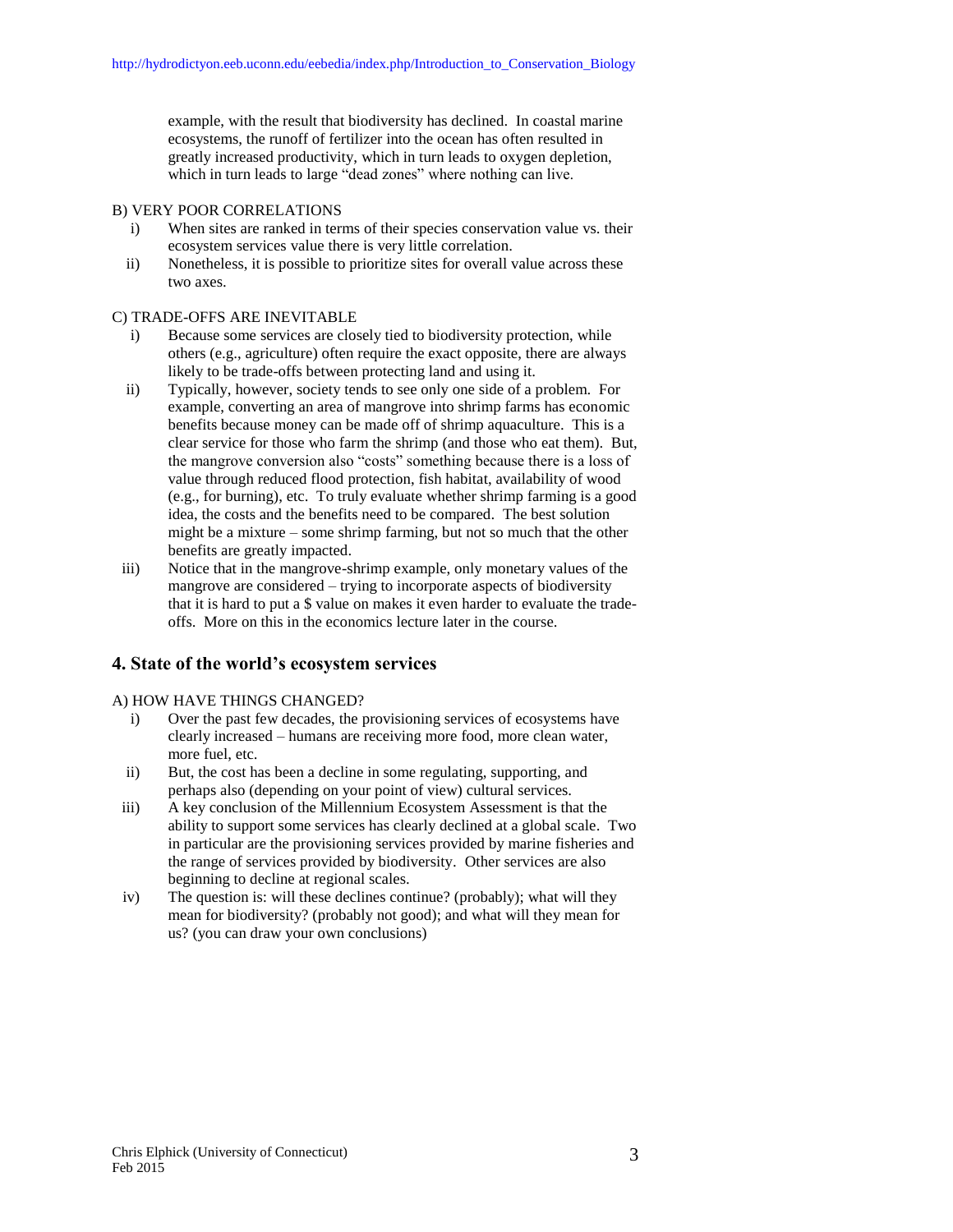example, with the result that biodiversity has declined. In coastal marine ecosystems, the runoff of fertilizer into the ocean has often resulted in greatly increased productivity, which in turn leads to oxygen depletion, which in turn leads to large "dead zones" where nothing can live.

B) VERY POOR CORRELATIONS

i) When sites are ranked in terms of their species conservation value vs. their ecosystem services value there is very little correlation.

ii) Nonetheless, it is possible to prioritize sites for overall value across these two axes.

C) TRADE-OFFS ARE INEVITABLE

i) Because some services are closely tied to biodiversity protection, while others (e.g., agriculture) often require the exact opposite, there are always likely to be trade-offs between protecting land and using it.

ii) Typically, however, society tends to see only one side of a problem. For example, converting an area of mangrove into shrimp farms has economic benefits because money can be made off of shrimp aquaculture. This is a clear service for those who farm the shrimp (and those who eat them). But, the mangrove conversion also "costs" something because there is a loss of value through reduced flood protection, fish habitat, availability of wood (e.g., for burning), etc. To truly evaluate whether shrimp farming is a good idea, the costs and the benefits need to be compared. The best solution might be a mixture – some shrimp farming, but not so much that the other benefits are greatly impacted.

iii) Notice that in the mangrove-shrimp example, only monetary values of the mangrove are considered – trying to incorporate aspects of biodiversity that it is hard to put a $ value on makes it even harder to evaluate the trade-offs. More on this in the economics lecture later in the course.

## 4. State of the world's ecosystem services

A) HOW HAVE THINGS CHANGED?

i) Over the past few decades, the provisioning services of ecosystems have clearly increased – humans are receiving more food, more clean water, more fuel, etc.

ii) But, the cost has been a decline in some regulating, supporting, and perhaps also (depending on your point of view) cultural services.

iii) A key conclusion of the Millennium Ecosystem Assessment is that the ability to support some services has clearly declined at a global scale. Two in particular are the provisioning services provided by marine fisheries and the range of services provided by biodiversity. Other services are also beginning to decline at regional scales.

iv) The question is: will these declines continue? (probably); what will they mean for biodiversity? (probably not good); and what will they mean for us? (you can draw your own conclusions)